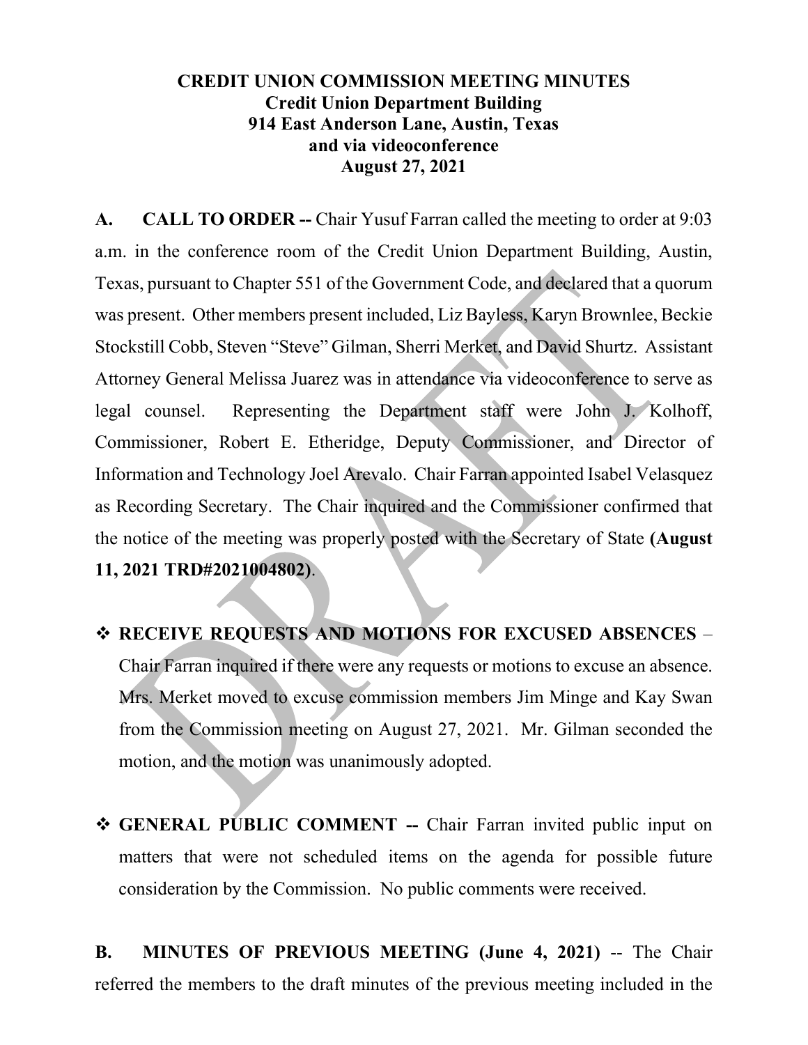# CREDIT UNION COMMISSION MEETING MINUTES
**Credit Union Department Building**
**914 East Anderson Lane, Austin, Texas**
**and via videoconference**
**August 27, 2021**

**A. CALL TO ORDER --** Chair Yusuf Farran called the meeting to order at 9:03 a.m. in the conference room of the Credit Union Department Building, Austin, Texas, pursuant to Chapter 551 of the Government Code, and declared that a quorum was present. Other members present included, Liz Bayless, Karyn Brownlee, Beckie Stockstill Cobb, Steven "Steve" Gilman, Sherri Merket, and David Shurtz. Assistant Attorney General Melissa Juarez was in attendance via videoconference to serve as legal counsel. Representing the Department staff were John J. Kolhoff, Commissioner, Robert E. Etheridge, Deputy Commissioner, and Director of Information and Technology Joel Arevalo. Chair Farran appointed Isabel Velasquez as Recording Secretary. The Chair inquired and the Commissioner confirmed that the notice of the meeting was properly posted with the Secretary of State **(August 11, 2021 TRD#2021004802)**.

- **RECEIVE REQUESTS AND MOTIONS FOR EXCUSED ABSENCES** – Chair Farran inquired if there were any requests or motions to excuse an absence. Mrs. Merket moved to excuse commission members Jim Minge and Kay Swan from the Commission meeting on August 27, 2021. Mr. Gilman seconded the motion, and the motion was unanimously adopted.

- **GENERAL PUBLIC COMMENT --** Chair Farran invited public input on matters that were not scheduled items on the agenda for possible future consideration by the Commission. No public comments were received.

**B. MINUTES OF PREVIOUS MEETING (June 4, 2021)** -- The Chair referred the members to the draft minutes of the previous meeting included in the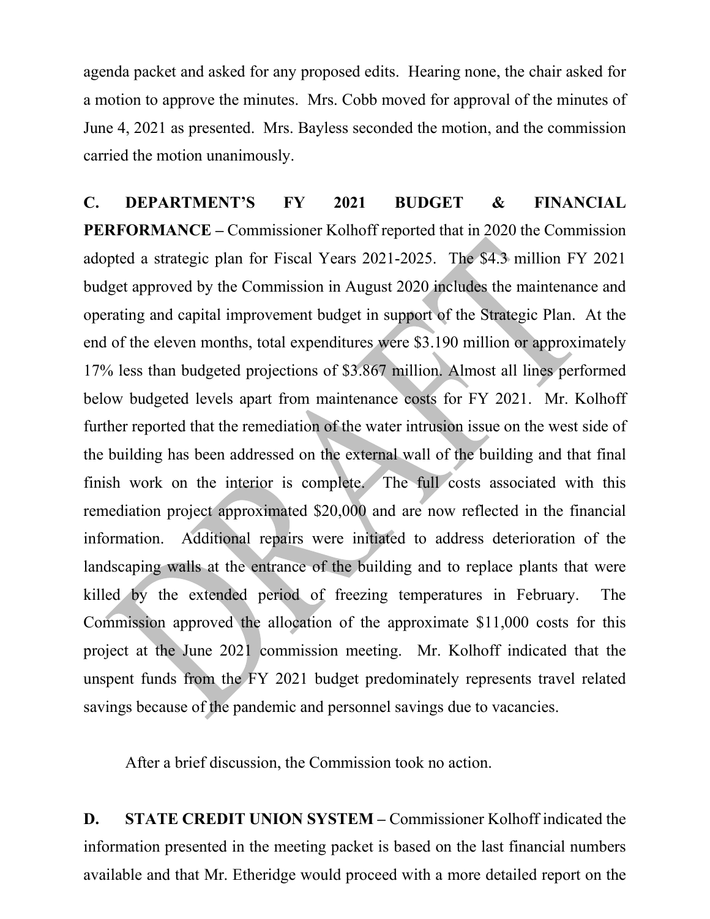agenda packet and asked for any proposed edits. Hearing none, the chair asked for a motion to approve the minutes. Mrs. Cobb moved for approval of the minutes of June 4, 2021 as presented. Mrs. Bayless seconded the motion, and the commission carried the motion unanimously.

**C. DEPARTMENT'S FY 2021 BUDGET & FINANCIAL PERFORMANCE –** Commissioner Kolhoff reported that in 2020 the Commission adopted a strategic plan for Fiscal Years 2021-2025. The $4.3 million FY 2021 budget approved by the Commission in August 2020 includes the maintenance and operating and capital improvement budget in support of the Strategic Plan. At the end of the eleven months, total expenditures were $3.190 million or approximately 17% less than budgeted projections of $3.867 million. Almost all lines performed below budgeted levels apart from maintenance costs for FY 2021. Mr. Kolhoff further reported that the remediation of the water intrusion issue on the west side of the building has been addressed on the external wall of the building and that final finish work on the interior is complete. The full costs associated with this remediation project approximated $20,000 and are now reflected in the financial information. Additional repairs were initiated to address deterioration of the landscaping walls at the entrance of the building and to replace plants that were killed by the extended period of freezing temperatures in February. The Commission approved the allocation of the approximate $11,000 costs for this project at the June 2021 commission meeting. Mr. Kolhoff indicated that the unspent funds from the FY 2021 budget predominately represents travel related savings because of the pandemic and personnel savings due to vacancies.

After a brief discussion, the Commission took no action.

**D. STATE CREDIT UNION SYSTEM –** Commissioner Kolhoff indicated the information presented in the meeting packet is based on the last financial numbers available and that Mr. Etheridge would proceed with a more detailed report on the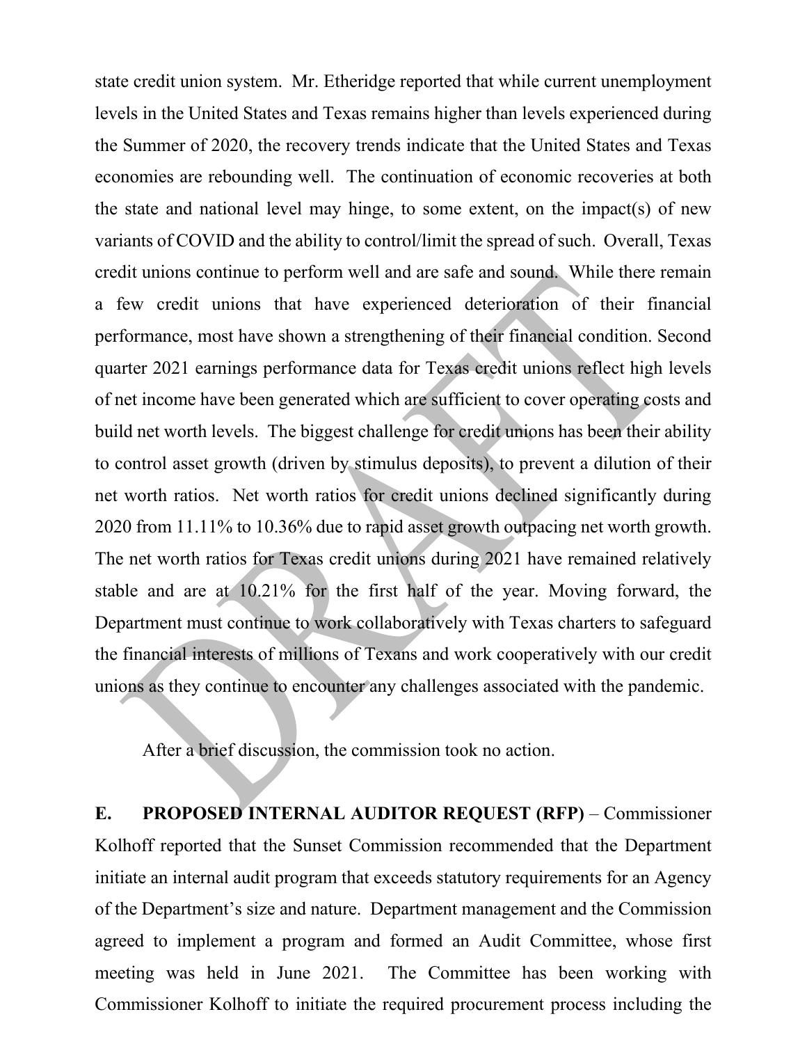state credit union system. Mr. Etheridge reported that while current unemployment levels in the United States and Texas remains higher than levels experienced during the Summer of 2020, the recovery trends indicate that the United States and Texas economies are rebounding well. The continuation of economic recoveries at both the state and national level may hinge, to some extent, on the impact(s) of new variants of COVID and the ability to control/limit the spread of such. Overall, Texas credit unions continue to perform well and are safe and sound. While there remain a few credit unions that have experienced deterioration of their financial performance, most have shown a strengthening of their financial condition. Second quarter 2021 earnings performance data for Texas credit unions reflect high levels of net income have been generated which are sufficient to cover operating costs and build net worth levels. The biggest challenge for credit unions has been their ability to control asset growth (driven by stimulus deposits), to prevent a dilution of their net worth ratios. Net worth ratios for credit unions declined significantly during 2020 from 11.11% to 10.36% due to rapid asset growth outpacing net worth growth. The net worth ratios for Texas credit unions during 2021 have remained relatively stable and are at 10.21% for the first half of the year. Moving forward, the Department must continue to work collaboratively with Texas charters to safeguard the financial interests of millions of Texans and work cooperatively with our credit unions as they continue to encounter any challenges associated with the pandemic.

After a brief discussion, the commission took no action.

**E. PROPOSED INTERNAL AUDITOR REQUEST (RFP)** – Commissioner Kolhoff reported that the Sunset Commission recommended that the Department initiate an internal audit program that exceeds statutory requirements for an Agency of the Department's size and nature. Department management and the Commission agreed to implement a program and formed an Audit Committee, whose first meeting was held in June 2021. The Committee has been working with Commissioner Kolhoff to initiate the required procurement process including the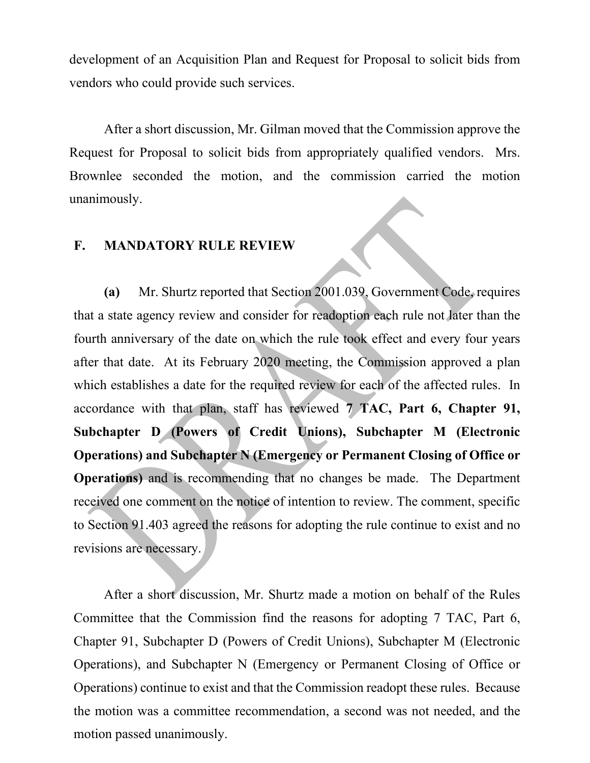development of an Acquisition Plan and Request for Proposal to solicit bids from vendors who could provide such services.

After a short discussion, Mr. Gilman moved that the Commission approve the Request for Proposal to solicit bids from appropriately qualified vendors. Mrs. Brownlee seconded the motion, and the commission carried the motion unanimously.

## F. MANDATORY RULE REVIEW

**(a)** Mr. Shurtz reported that Section 2001.039, Government Code, requires that a state agency review and consider for readoption each rule not later than the fourth anniversary of the date on which the rule took effect and every four years after that date. At its February 2020 meeting, the Commission approved a plan which establishes a date for the required review for each of the affected rules. In accordance with that plan, staff has reviewed **7 TAC, Part 6, Chapter 91, Subchapter D (Powers of Credit Unions), Subchapter M (Electronic Operations) and Subchapter N (Emergency or Permanent Closing of Office or Operations)** and is recommending that no changes be made. The Department received one comment on the notice of intention to review. The comment, specific to Section 91.403 agreed the reasons for adopting the rule continue to exist and no revisions are necessary.

After a short discussion, Mr. Shurtz made a motion on behalf of the Rules Committee that the Commission find the reasons for adopting 7 TAC, Part 6, Chapter 91, Subchapter D (Powers of Credit Unions), Subchapter M (Electronic Operations), and Subchapter N (Emergency or Permanent Closing of Office or Operations) continue to exist and that the Commission readopt these rules. Because the motion was a committee recommendation, a second was not needed, and the motion passed unanimously.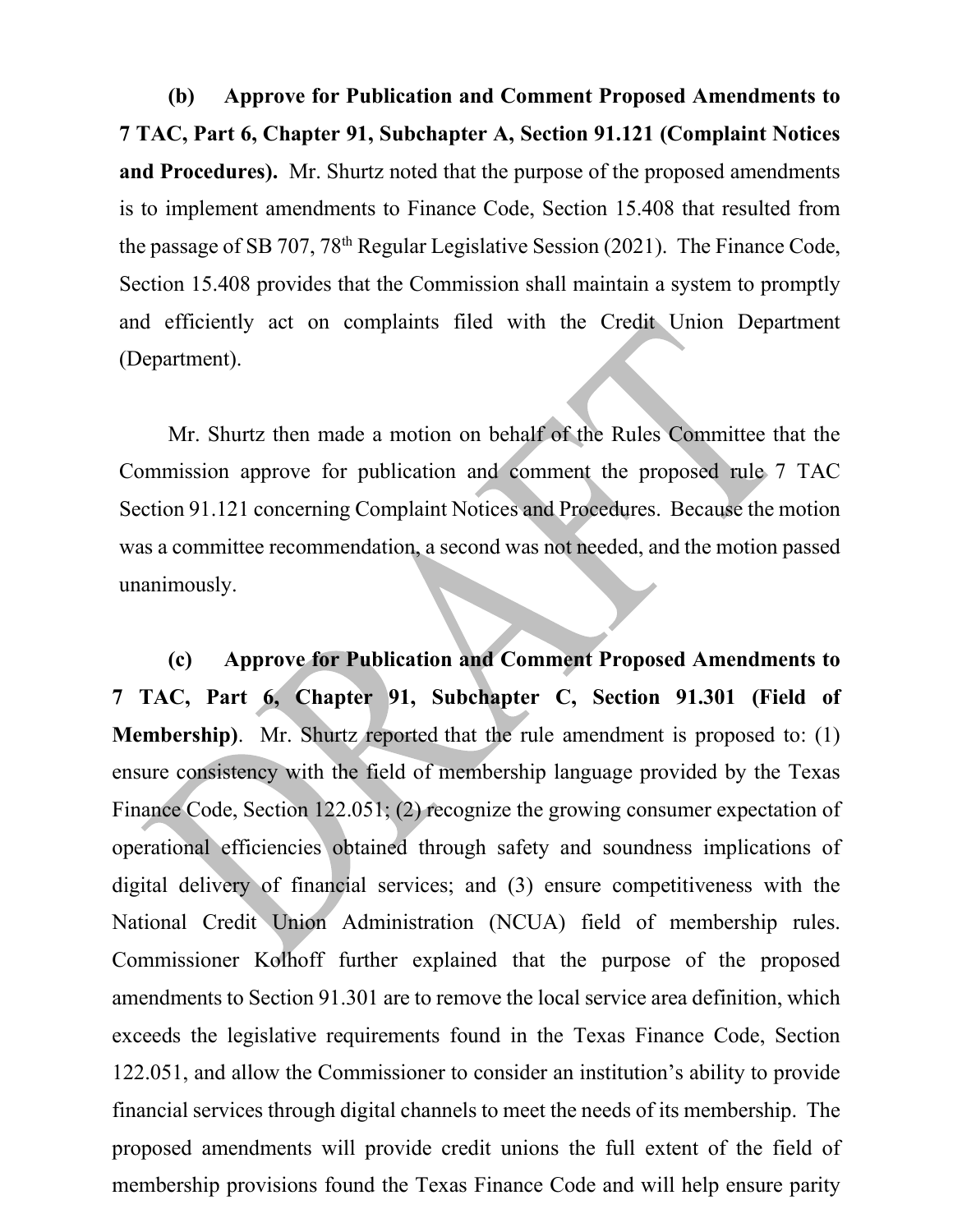**(b) Approve for Publication and Comment Proposed Amendments to 7 TAC, Part 6, Chapter 91, Subchapter A, Section 91.121 (Complaint Notices and Procedures).** Mr. Shurtz noted that the purpose of the proposed amendments is to implement amendments to Finance Code, Section 15.408 that resulted from the passage of SB 707, 78th Regular Legislative Session (2021). The Finance Code, Section 15.408 provides that the Commission shall maintain a system to promptly and efficiently act on complaints filed with the Credit Union Department (Department).

Mr. Shurtz then made a motion on behalf of the Rules Committee that the Commission approve for publication and comment the proposed rule 7 TAC Section 91.121 concerning Complaint Notices and Procedures. Because the motion was a committee recommendation, a second was not needed, and the motion passed unanimously.

**(c) Approve for Publication and Comment Proposed Amendments to 7 TAC, Part 6, Chapter 91, Subchapter C, Section 91.301 (Field of Membership)**. Mr. Shurtz reported that the rule amendment is proposed to: (1) ensure consistency with the field of membership language provided by the Texas Finance Code, Section 122.051; (2) recognize the growing consumer expectation of operational efficiencies obtained through safety and soundness implications of digital delivery of financial services; and (3) ensure competitiveness with the National Credit Union Administration (NCUA) field of membership rules. Commissioner Kolhoff further explained that the purpose of the proposed amendments to Section 91.301 are to remove the local service area definition, which exceeds the legislative requirements found in the Texas Finance Code, Section 122.051, and allow the Commissioner to consider an institution's ability to provide financial services through digital channels to meet the needs of its membership. The proposed amendments will provide credit unions the full extent of the field of membership provisions found the Texas Finance Code and will help ensure parity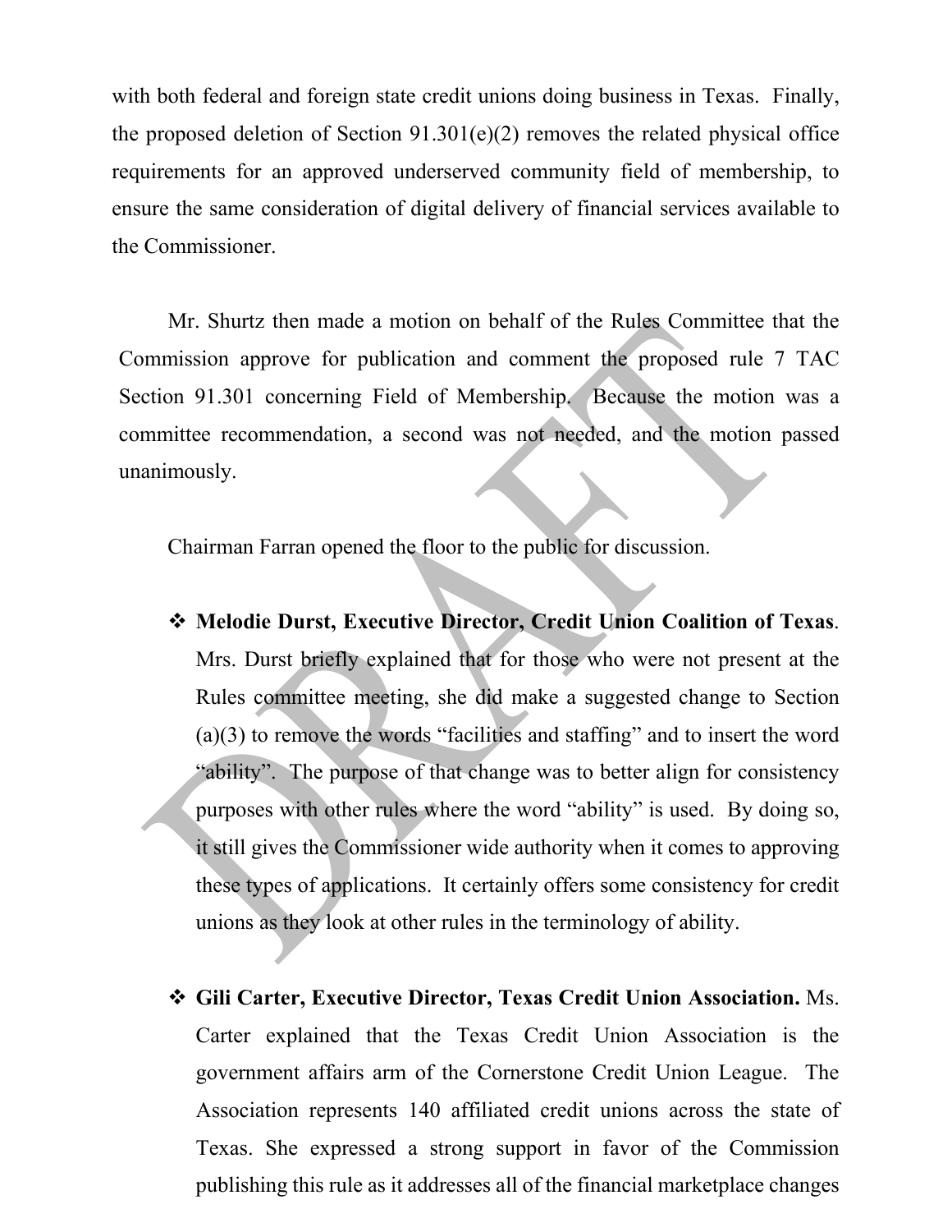with both federal and foreign state credit unions doing business in Texas. Finally, the proposed deletion of Section 91.301(e)(2) removes the related physical office requirements for an approved underserved community field of membership, to ensure the same consideration of digital delivery of financial services available to the Commissioner.

Mr. Shurtz then made a motion on behalf of the Rules Committee that the Commission approve for publication and comment the proposed rule 7 TAC Section 91.301 concerning Field of Membership. Because the motion was a committee recommendation, a second was not needed, and the motion passed unanimously.

Chairman Farran opened the floor to the public for discussion.

- **Melodie Durst, Executive Director, Credit Union Coalition of Texas**. Mrs. Durst briefly explained that for those who were not present at the Rules committee meeting, she did make a suggested change to Section (a)(3) to remove the words "facilities and staffing" and to insert the word "ability". The purpose of that change was to better align for consistency purposes with other rules where the word "ability" is used. By doing so, it still gives the Commissioner wide authority when it comes to approving these types of applications. It certainly offers some consistency for credit unions as they look at other rules in the terminology of ability.

- **Gili Carter, Executive Director, Texas Credit Union Association.** Ms. Carter explained that the Texas Credit Union Association is the government affairs arm of the Cornerstone Credit Union League. The Association represents 140 affiliated credit unions across the state of Texas. She expressed a strong support in favor of the Commission publishing this rule as it addresses all of the financial marketplace changes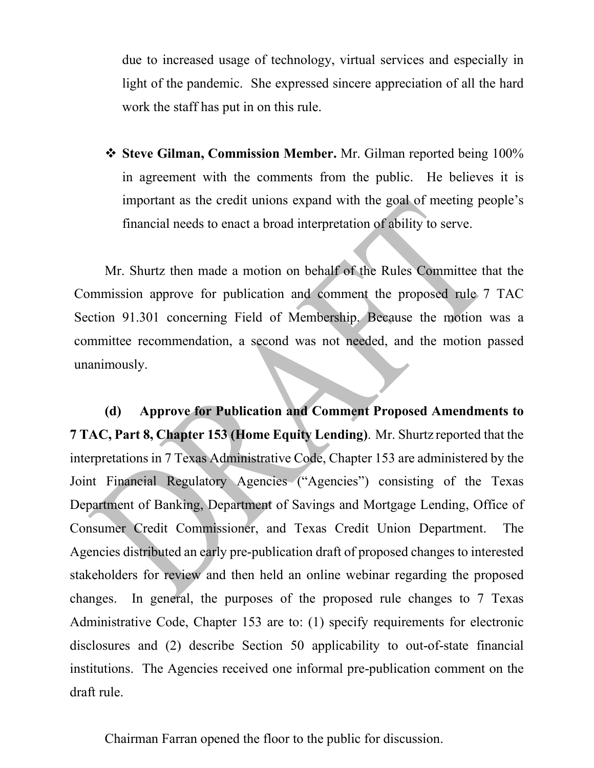due to increased usage of technology, virtual services and especially in light of the pandemic. She expressed sincere appreciation of all the hard work the staff has put in on this rule.

- **Steve Gilman, Commission Member.** Mr. Gilman reported being 100% in agreement with the comments from the public. He believes it is important as the credit unions expand with the goal of meeting people's financial needs to enact a broad interpretation of ability to serve.

Mr. Shurtz then made a motion on behalf of the Rules Committee that the Commission approve for publication and comment the proposed rule 7 TAC Section 91.301 concerning Field of Membership. Because the motion was a committee recommendation, a second was not needed, and the motion passed unanimously.

**(d) Approve for Publication and Comment Proposed Amendments to 7 TAC, Part 8, Chapter 153 (Home Equity Lending)**. Mr. Shurtz reported that the interpretations in 7 Texas Administrative Code, Chapter 153 are administered by the Joint Financial Regulatory Agencies ("Agencies") consisting of the Texas Department of Banking, Department of Savings and Mortgage Lending, Office of Consumer Credit Commissioner, and Texas Credit Union Department. The Agencies distributed an early pre-publication draft of proposed changes to interested stakeholders for review and then held an online webinar regarding the proposed changes. In general, the purposes of the proposed rule changes to 7 Texas Administrative Code, Chapter 153 are to: (1) specify requirements for electronic disclosures and (2) describe Section 50 applicability to out-of-state financial institutions. The Agencies received one informal pre-publication comment on the draft rule.

Chairman Farran opened the floor to the public for discussion.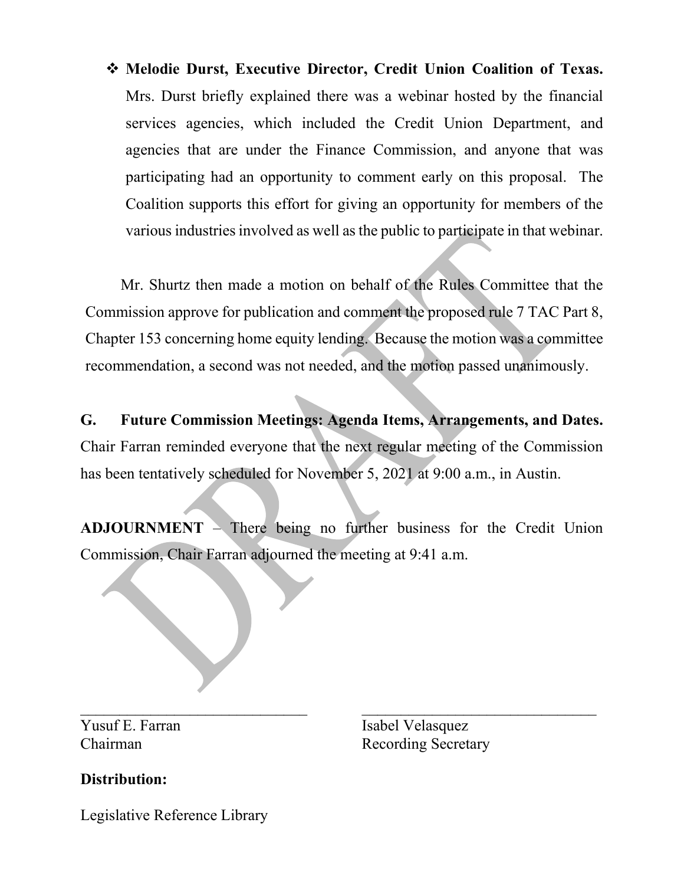- **Melodie Durst, Executive Director, Credit Union Coalition of Texas.** Mrs. Durst briefly explained there was a webinar hosted by the financial services agencies, which included the Credit Union Department, and agencies that are under the Finance Commission, and anyone that was participating had an opportunity to comment early on this proposal. The Coalition supports this effort for giving an opportunity for members of the various industries involved as well as the public to participate in that webinar.

Mr. Shurtz then made a motion on behalf of the Rules Committee that the Commission approve for publication and comment the proposed rule 7 TAC Part 8, Chapter 153 concerning home equity lending. Because the motion was a committee recommendation, a second was not needed, and the motion passed unanimously.

**G. Future Commission Meetings: Agenda Items, Arrangements, and Dates.** Chair Farran reminded everyone that the next regular meeting of the Commission has been tentatively scheduled for November 5, 2021 at 9:00 a.m., in Austin.

**ADJOURNMENT** – There being no further business for the Credit Union Commission, Chair Farran adjourned the meeting at 9:41 a.m.

_______________________________
Yusuf E. Farran
Chairman

_______________________________
Isabel Velasquez
Recording Secretary

**Distribution:**

Legislative Reference Library